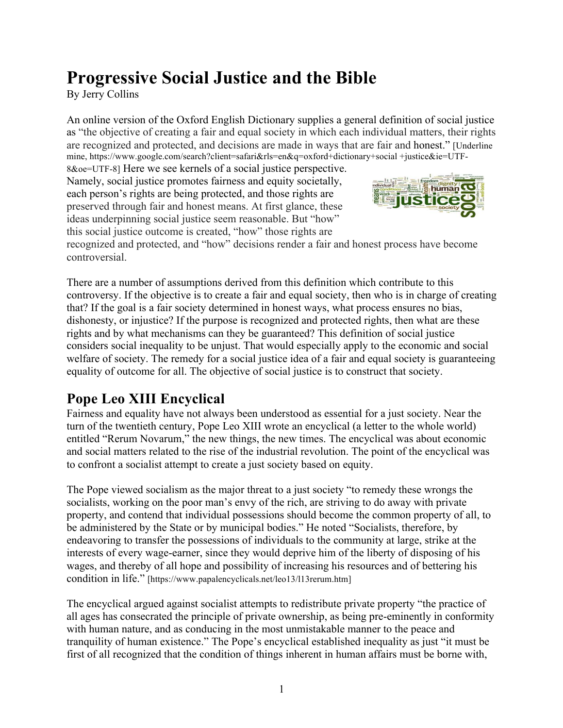# Progressive Social Justice and the Bible

By Jerry Collins

An online version of the Oxford English Dictionary supplies a general definition of social justice as "the objective of creating a fair and equal society in which each individual matters, their rights are recognized and protected, and decisions are made in ways that are fair and honest." [Underline mine, https://www.google.com/search?client=safari&rls=en&q=oxford+dictionary+social +justice&ie=UTF-8&oe=UTF-8] Here we see kernels of a social justice perspective. Namely, social justice promotes fairness and equity societally, each person's rights are being protected, and those rights are preserved through fair and honest means. At first glance, these ideas underpinning social justice seem reasonable. But "how" this social justice outcome is created, "how" those rights are recognized and protected, and "how" decisions render a fair and honest process have become controversial.

There are a number of assumptions derived from this definition which contribute to this controversy. If the objective is to create a fair and equal society, then who is in charge of creating that? If the goal is a fair society determined in honest ways, what process ensures no bias, dishonesty, or injustice? If the purpose is recognized and protected rights, then what are these rights and by what mechanisms can they be guaranteed? This definition of social justice considers social inequality to be unjust. That would especially apply to the economic and social welfare of society. The remedy for a social justice idea of a fair and equal society is guaranteeing equality of outcome for all. The objective of social justice is to construct that society.

## Pope Leo XIII Encyclical

Fairness and equality have not always been understood as essential for a just society. Near the turn of the twentieth century, Pope Leo XIII wrote an encyclical (a letter to the whole world) entitled "Rerum Novarum," the new things, the new times. The encyclical was about economic and social matters related to the rise of the industrial revolution. The point of the encyclical was to confront a socialist attempt to create a just society based on equity.

The Pope viewed socialism as the major threat to a just society "to remedy these wrongs the socialists, working on the poor man's envy of the rich, are striving to do away with private property, and contend that individual possessions should become the common property of all, to be administered by the State or by municipal bodies." He noted "Socialists, therefore, by endeavoring to transfer the possessions of individuals to the community at large, strike at the interests of every wage-earner, since they would deprive him of the liberty of disposing of his wages, and thereby of all hope and possibility of increasing his resources and of bettering his condition in life." [https://www.papalencyclicals.net/leo13/l13rerum.htm]

The encyclical argued against socialist attempts to redistribute private property "the practice of all ages has consecrated the principle of private ownership, as being pre-eminently in conformity with human nature, and as conducing in the most unmistakable manner to the peace and tranquility of human existence." The Pope's encyclical established inequality as just "it must be first of all recognized that the condition of things inherent in human affairs must be borne with,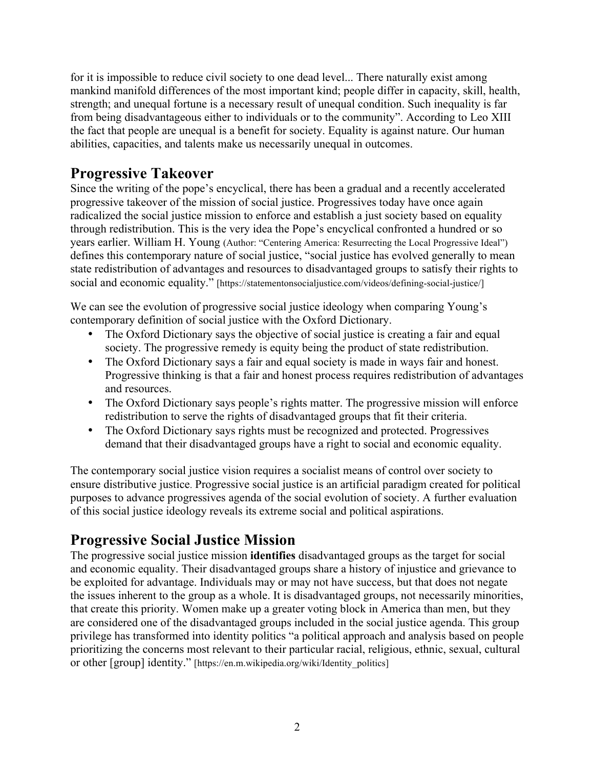for it is impossible to reduce civil society to one dead level... There naturally exist among mankind manifold differences of the most important kind; people differ in capacity, skill, health, strength; and unequal fortune is a necessary result of unequal condition. Such inequality is far from being disadvantageous either to individuals or to the community". According to Leo XIII the fact that people are unequal is a benefit for society. Equality is against nature. Our human abilities, capacities, and talents make us necessarily unequal in outcomes.

## Progressive Takeover

Since the writing of the pope's encyclical, there has been a gradual and a recently accelerated progressive takeover of the mission of social justice. Progressives today have once again radicalized the social justice mission to enforce and establish a just society based on equality through redistribution. This is the very idea the Pope's encyclical confronted a hundred or so years earlier. William H. Young (Author: "Centering America: Resurrecting the Local Progressive Ideal") defines this contemporary nature of social justice, "social justice has evolved generally to mean state redistribution of advantages and resources to disadvantaged groups to satisfy their rights to social and economic equality." [https://statementonsocialjustice.com/videos/defining-social-justice/]

We can see the evolution of progressive social justice ideology when comparing Young's contemporary definition of social justice with the Oxford Dictionary.

- The Oxford Dictionary says the objective of social justice is creating a fair and equal society. The progressive remedy is equity being the product of state redistribution.
- The Oxford Dictionary says a fair and equal society is made in ways fair and honest. Progressive thinking is that a fair and honest process requires redistribution of advantages and resources.
- The Oxford Dictionary says people's rights matter. The progressive mission will enforce redistribution to serve the rights of disadvantaged groups that fit their criteria.
- The Oxford Dictionary says rights must be recognized and protected. Progressives demand that their disadvantaged groups have a right to social and economic equality.

The contemporary social justice vision requires a socialist means of control over society to ensure distributive justice. Progressive social justice is an artificial paradigm created for political purposes to advance progressives agenda of the social evolution of society. A further evaluation of this social justice ideology reveals its extreme social and political aspirations.

## Progressive Social Justice Mission

The progressive social justice mission **identifies** disadvantaged groups as the target for social and economic equality. Their disadvantaged groups share a history of injustice and grievance to be exploited for advantage. Individuals may or may not have success, but that does not negate the issues inherent to the group as a whole. It is disadvantaged groups, not necessarily minorities, that create this priority. Women make up a greater voting block in America than men, but they are considered one of the disadvantaged groups included in the social justice agenda. This group privilege has transformed into identity politics "a political approach and analysis based on people prioritizing the concerns most relevant to their particular racial, religious, ethnic, sexual, cultural or other [group] identity." [https://en.m.wikipedia.org/wiki/Identity_politics]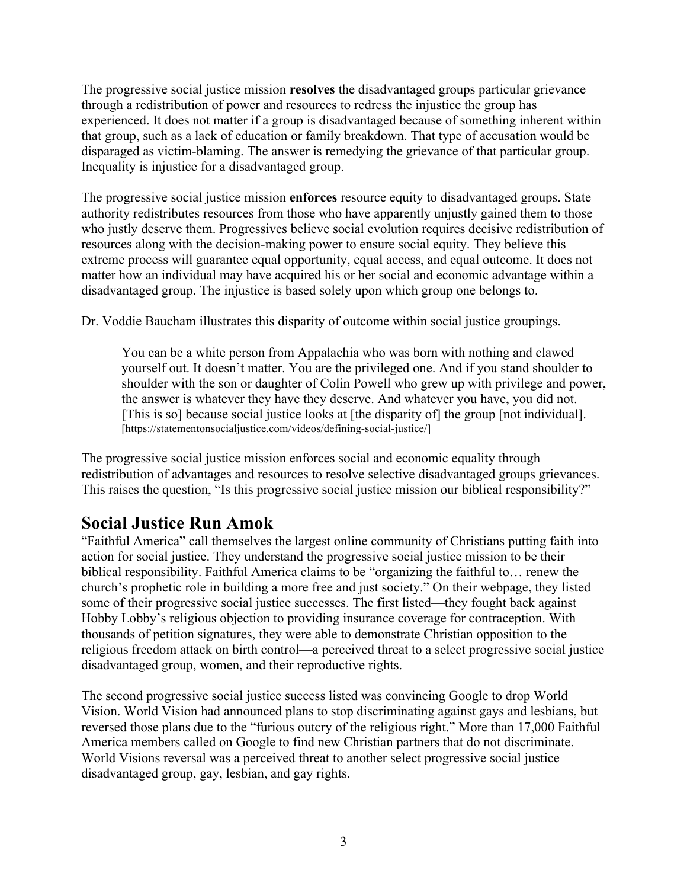The progressive social justice mission **resolves** the disadvantaged groups particular grievance through a redistribution of power and resources to redress the injustice the group has experienced. It does not matter if a group is disadvantaged because of something inherent within that group, such as a lack of education or family breakdown. That type of accusation would be disparaged as victim-blaming. The answer is remedying the grievance of that particular group. Inequality is injustice for a disadvantaged group.

The progressive social justice mission **enforces** resource equity to disadvantaged groups. State authority redistributes resources from those who have apparently unjustly gained them to those who justly deserve them. Progressives believe social evolution requires decisive redistribution of resources along with the decision-making power to ensure social equity. They believe this extreme process will guarantee equal opportunity, equal access, and equal outcome. It does not matter how an individual may have acquired his or her social and economic advantage within a disadvantaged group. The injustice is based solely upon which group one belongs to.

Dr. Voddie Baucham illustrates this disparity of outcome within social justice groupings.

> You can be a white person from Appalachia who was born with nothing and clawed yourself out. It doesn't matter. You are the privileged one. And if you stand shoulder to shoulder with the son or daughter of Colin Powell who grew up with privilege and power, the answer is whatever they have they deserve. And whatever you have, you did not. [This is so] because social justice looks at [the disparity of] the group [not individual]. [https://statementonsocialjustice.com/videos/defining-social-justice/]

The progressive social justice mission enforces social and economic equality through redistribution of advantages and resources to resolve selective disadvantaged groups grievances. This raises the question, "Is this progressive social justice mission our biblical responsibility?"

## Social Justice Run Amok

"Faithful America" call themselves the largest online community of Christians putting faith into action for social justice. They understand the progressive social justice mission to be their biblical responsibility. Faithful America claims to be "organizing the faithful to… renew the church's prophetic role in building a more free and just society." On their webpage, they listed some of their progressive social justice successes. The first listed—they fought back against Hobby Lobby's religious objection to providing insurance coverage for contraception. With thousands of petition signatures, they were able to demonstrate Christian opposition to the religious freedom attack on birth control—a perceived threat to a select progressive social justice disadvantaged group, women, and their reproductive rights.

The second progressive social justice success listed was convincing Google to drop World Vision. World Vision had announced plans to stop discriminating against gays and lesbians, but reversed those plans due to the "furious outcry of the religious right." More than 17,000 Faithful America members called on Google to find new Christian partners that do not discriminate. World Visions reversal was a perceived threat to another select progressive social justice disadvantaged group, gay, lesbian, and gay rights.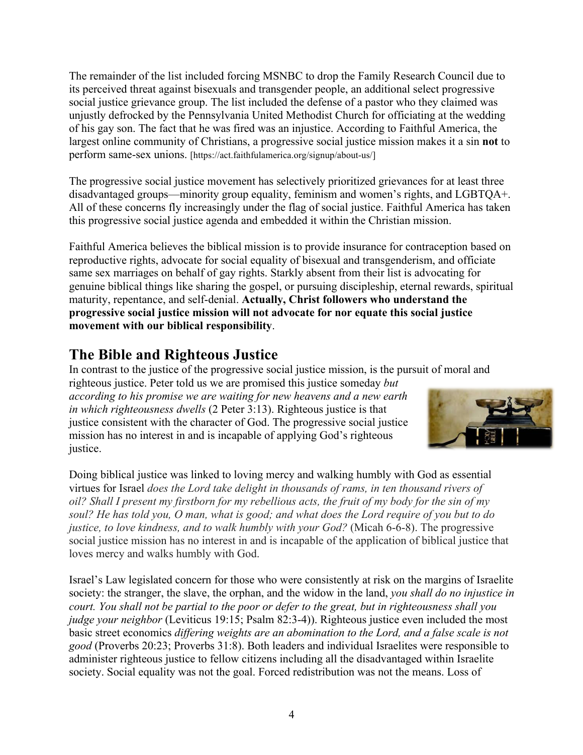The remainder of the list included forcing MSNBC to drop the Family Research Council due to its perceived threat against bisexuals and transgender people, an additional select progressive social justice grievance group. The list included the defense of a pastor who they claimed was unjustly defrocked by the Pennsylvania United Methodist Church for officiating at the wedding of his gay son. The fact that he was fired was an injustice. According to Faithful America, the largest online community of Christians, a progressive social justice mission makes it a sin **not** to perform same-sex unions. [https://act.faithfulamerica.org/signup/about-us/]

The progressive social justice movement has selectively prioritized grievances for at least three disadvantaged groups—minority group equality, feminism and women's rights, and LGBTQA+. All of these concerns fly increasingly under the flag of social justice. Faithful America has taken this progressive social justice agenda and embedded it within the Christian mission.

Faithful America believes the biblical mission is to provide insurance for contraception based on reproductive rights, advocate for social equality of bisexual and transgenderism, and officiate same sex marriages on behalf of gay rights. Starkly absent from their list is advocating for genuine biblical things like sharing the gospel, or pursuing discipleship, eternal rewards, spiritual maturity, repentance, and self-denial. **Actually, Christ followers who understand the progressive social justice mission will not advocate for nor equate this social justice movement with our biblical responsibility**.

## The Bible and Righteous Justice

In contrast to the justice of the progressive social justice mission, is the pursuit of moral and righteous justice. Peter told us we are promised this justice someday *but according to his promise we are waiting for new heavens and a new earth in which righteousness dwells* (2 Peter 3:13). Righteous justice is that justice consistent with the character of God. The progressive social justice mission has no interest in and is incapable of applying God's righteous justice.

Doing biblical justice was linked to loving mercy and walking humbly with God as essential virtues for Israel *does the Lord take delight in thousands of rams, in ten thousand rivers of oil? Shall I present my firstborn for my rebellious acts, the fruit of my body for the sin of my soul? He has told you, O man, what is good; and what does the Lord require of you but to do justice, to love kindness, and to walk humbly with your God?* (Micah 6-6-8). The progressive social justice mission has no interest in and is incapable of the application of biblical justice that loves mercy and walks humbly with God.

Israel's Law legislated concern for those who were consistently at risk on the margins of Israelite society: the stranger, the slave, the orphan, and the widow in the land, *you shall do no injustice in court. You shall not be partial to the poor or defer to the great, but in righteousness shall you judge your neighbor* (Leviticus 19:15; Psalm 82:3-4)). Righteous justice even included the most basic street economics *differing weights are an abomination to the Lord, and a false scale is not good* (Proverbs 20:23; Proverbs 31:8). Both leaders and individual Israelites were responsible to administer righteous justice to fellow citizens including all the disadvantaged within Israelite society. Social equality was not the goal. Forced redistribution was not the means. Loss of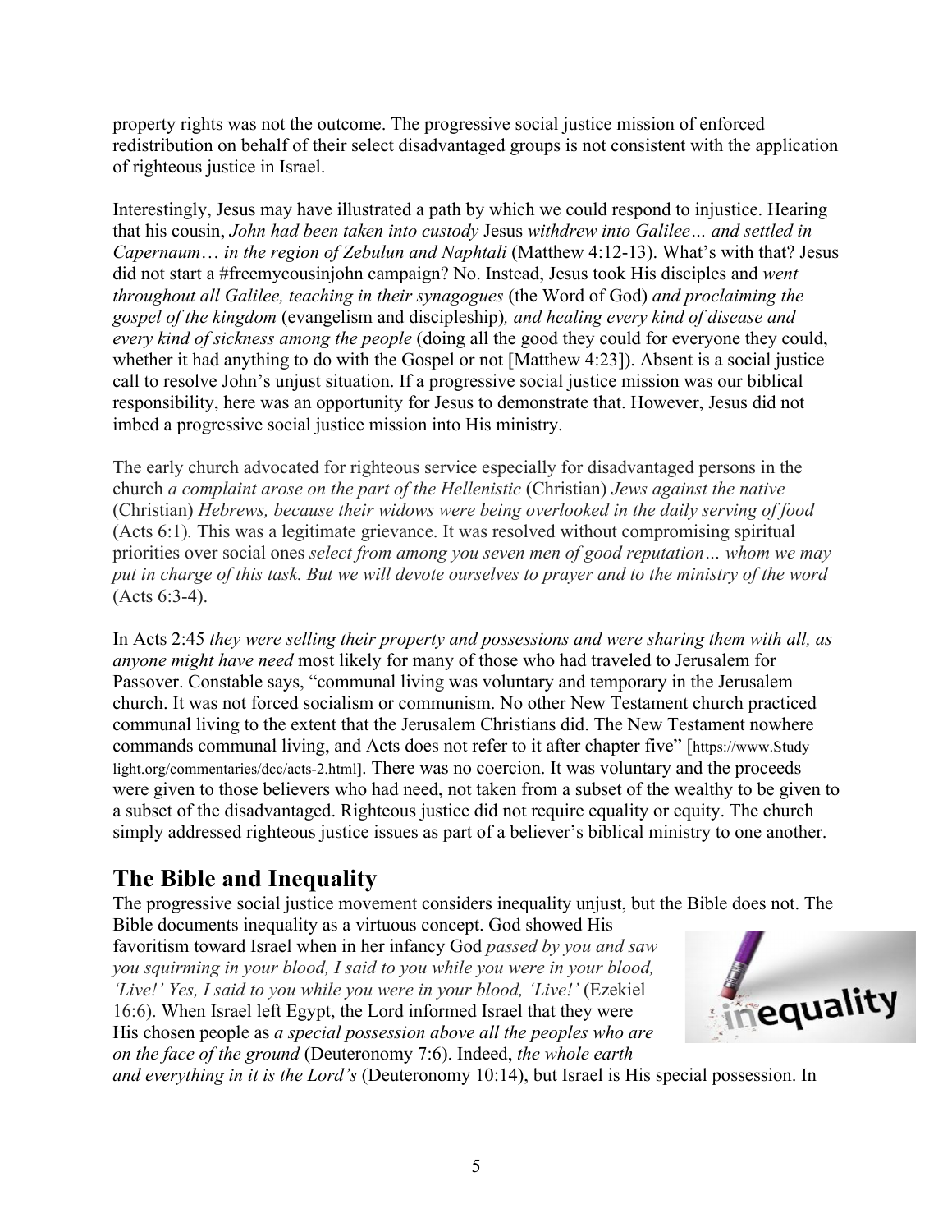property rights was not the outcome. The progressive social justice mission of enforced redistribution on behalf of their select disadvantaged groups is not consistent with the application of righteous justice in Israel.

Interestingly, Jesus may have illustrated a path by which we could respond to injustice. Hearing that his cousin, *John had been taken into custody* Jesus *withdrew into Galilee… and settled in Capernaum… in the region of Zebulun and Naphtali* (Matthew 4:12-13). What's with that? Jesus did not start a #freemycousinjohn campaign? No. Instead, Jesus took His disciples and *went throughout all Galilee, teaching in their synagogues* (the Word of God) *and proclaiming the gospel of the kingdom* (evangelism and discipleship)*, and healing every kind of disease and every kind of sickness among the people* (doing all the good they could for everyone they could, whether it had anything to do with the Gospel or not [Matthew 4:23]). Absent is a social justice call to resolve John's unjust situation. If a progressive social justice mission was our biblical responsibility, here was an opportunity for Jesus to demonstrate that. However, Jesus did not imbed a progressive social justice mission into His ministry.

The early church advocated for righteous service especially for disadvantaged persons in the church *a complaint arose on the part of the Hellenistic* (Christian) *Jews against the native* (Christian) *Hebrews, because their widows were being overlooked in the daily serving of food* (Acts 6:1)*.* This was a legitimate grievance. It was resolved without compromising spiritual priorities over social ones *select from among you seven men of good reputation… whom we may put in charge of this task. But we will devote ourselves to prayer and to the ministry of the word* (Acts 6:3-4).

In Acts 2:45 *they were selling their property and possessions and were sharing them with all, as anyone might have need* most likely for many of those who had traveled to Jerusalem for Passover. Constable says, "communal living was voluntary and temporary in the Jerusalem church. It was not forced socialism or communism. No other New Testament church practiced communal living to the extent that the Jerusalem Christians did. The New Testament nowhere commands communal living, and Acts does not refer to it after chapter five" [https://www.Studylight.org/commentaries/dcc/acts-2.html]. There was no coercion. It was voluntary and the proceeds were given to those believers who had need, not taken from a subset of the wealthy to be given to a subset of the disadvantaged. Righteous justice did not require equality or equity. The church simply addressed righteous justice issues as part of a believer's biblical ministry to one another.

## The Bible and Inequality

The progressive social justice movement considers inequality unjust, but the Bible does not. The Bible documents inequality as a virtuous concept. God showed His favoritism toward Israel when in her infancy God *passed by you and saw you squirming in your blood, I said to you while you were in your blood, 'Live!' Yes, I said to you while you were in your blood, 'Live!'* (Ezekiel 16:6). When Israel left Egypt, the Lord informed Israel that they were His chosen people as *a special possession above all the peoples who are on the face of the ground* (Deuteronomy 7:6). Indeed, *the whole earth and everything in it is the Lord's* (Deuteronomy 10:14), but Israel is His special possession. In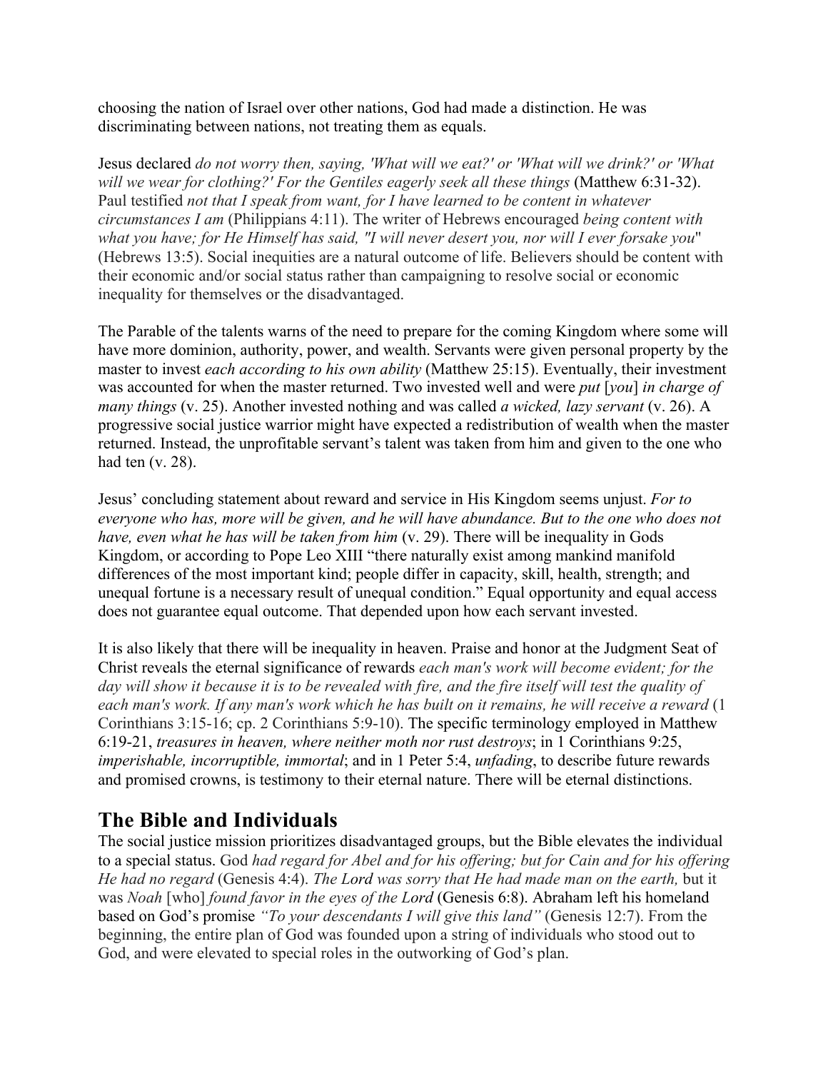choosing the nation of Israel over other nations, God had made a distinction. He was discriminating between nations, not treating them as equals.

Jesus declared *do not worry then, saying, 'What will we eat?' or 'What will we drink?' or 'What will we wear for clothing?' For the Gentiles eagerly seek all these things* (Matthew 6:31-32). Paul testified *not that I speak from want, for I have learned to be content in whatever circumstances I am* (Philippians 4:11). The writer of Hebrews encouraged *being content with what you have; for He Himself has said, "I will never desert you, nor will I ever forsake you*" (Hebrews 13:5). Social inequities are a natural outcome of life. Believers should be content with their economic and/or social status rather than campaigning to resolve social or economic inequality for themselves or the disadvantaged.

The Parable of the talents warns of the need to prepare for the coming Kingdom where some will have more dominion, authority, power, and wealth. Servants were given personal property by the master to invest *each according to his own ability* (Matthew 25:15). Eventually, their investment was accounted for when the master returned. Two invested well and were *put* [*you*] *in charge of many things* (v. 25). Another invested nothing and was called *a wicked, lazy servant* (v. 26). A progressive social justice warrior might have expected a redistribution of wealth when the master returned. Instead, the unprofitable servant's talent was taken from him and given to the one who had ten (v. 28).

Jesus' concluding statement about reward and service in His Kingdom seems unjust. *For to everyone who has, more will be given, and he will have abundance. But to the one who does not have, even what he has will be taken from him* (v. 29). There will be inequality in Gods Kingdom, or according to Pope Leo XIII "there naturally exist among mankind manifold differences of the most important kind; people differ in capacity, skill, health, strength; and unequal fortune is a necessary result of unequal condition." Equal opportunity and equal access does not guarantee equal outcome. That depended upon how each servant invested.

It is also likely that there will be inequality in heaven. Praise and honor at the Judgment Seat of Christ reveals the eternal significance of rewards *each man's work will become evident; for the day will show it because it is to be revealed with fire, and the fire itself will test the quality of each man's work. If any man's work which he has built on it remains, he will receive a reward* (1 Corinthians 3:15-16; cp. 2 Corinthians 5:9-10). The specific terminology employed in Matthew 6:19-21, *treasures in heaven, where neither moth nor rust destroys*; in 1 Corinthians 9:25, *imperishable, incorruptible, immortal*; and in 1 Peter 5:4, *unfading*, to describe future rewards and promised crowns, is testimony to their eternal nature. There will be eternal distinctions.

## The Bible and Individuals

The social justice mission prioritizes disadvantaged groups, but the Bible elevates the individual to a special status. God *had regard for Abel and for his offering; but for Cain and for his offering He had no regard* (Genesis 4:4). *The Lord was sorry that He had made man on the earth,* but it was *Noah* [who] *found favor in the eyes of the Lord* (Genesis 6:8). Abraham left his homeland based on God's promise *"To your descendants I will give this land"* (Genesis 12:7). From the beginning, the entire plan of God was founded upon a string of individuals who stood out to God, and were elevated to special roles in the outworking of God's plan.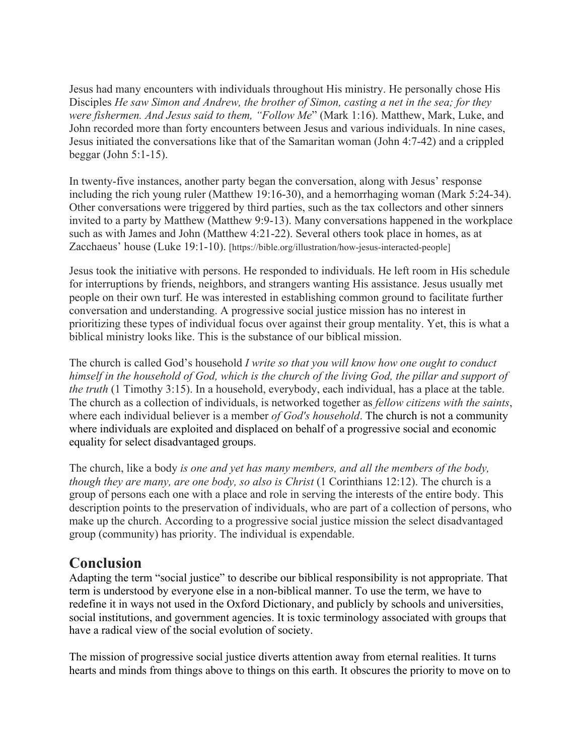Jesus had many encounters with individuals throughout His ministry. He personally chose His Disciples *He saw Simon and Andrew, the brother of Simon, casting a net in the sea; for they were fishermen. And Jesus said to them, "Follow Me*" (Mark 1:16). Matthew, Mark, Luke, and John recorded more than forty encounters between Jesus and various individuals. In nine cases, Jesus initiated the conversations like that of the Samaritan woman (John 4:7-42) and a crippled beggar (John 5:1-15).

In twenty-five instances, another party began the conversation, along with Jesus' response including the rich young ruler (Matthew 19:16-30), and a hemorrhaging woman (Mark 5:24-34). Other conversations were triggered by third parties, such as the tax collectors and other sinners invited to a party by Matthew (Matthew 9:9-13). Many conversations happened in the workplace such as with James and John (Matthew 4:21-22). Several others took place in homes, as at Zacchaeus' house (Luke 19:1-10). [https://bible.org/illustration/how-jesus-interacted-people]

Jesus took the initiative with persons. He responded to individuals. He left room in His schedule for interruptions by friends, neighbors, and strangers wanting His assistance. Jesus usually met people on their own turf. He was interested in establishing common ground to facilitate further conversation and understanding. A progressive social justice mission has no interest in prioritizing these types of individual focus over against their group mentality. Yet, this is what a biblical ministry looks like. This is the substance of our biblical mission.

The church is called God's household *I write so that you will know how one ought to conduct himself in the household of God, which is the church of the living God, the pillar and support of the truth* (1 Timothy 3:15). In a household, everybody, each individual, has a place at the table. The church as a collection of individuals, is networked together as *fellow citizens with the saints*, where each individual believer is a member *of God's household*. The church is not a community where individuals are exploited and displaced on behalf of a progressive social and economic equality for select disadvantaged groups.

The church, like a body *is one and yet has many members, and all the members of the body, though they are many, are one body, so also is Christ* (1 Corinthians 12:12). The church is a group of persons each one with a place and role in serving the interests of the entire body. This description points to the preservation of individuals, who are part of a collection of persons, who make up the church. According to a progressive social justice mission the select disadvantaged group (community) has priority. The individual is expendable.

## Conclusion

Adapting the term "social justice" to describe our biblical responsibility is not appropriate. That term is understood by everyone else in a non-biblical manner. To use the term, we have to redefine it in ways not used in the Oxford Dictionary, and publicly by schools and universities, social institutions, and government agencies. It is toxic terminology associated with groups that have a radical view of the social evolution of society.

The mission of progressive social justice diverts attention away from eternal realities. It turns hearts and minds from things above to things on this earth. It obscures the priority to move on to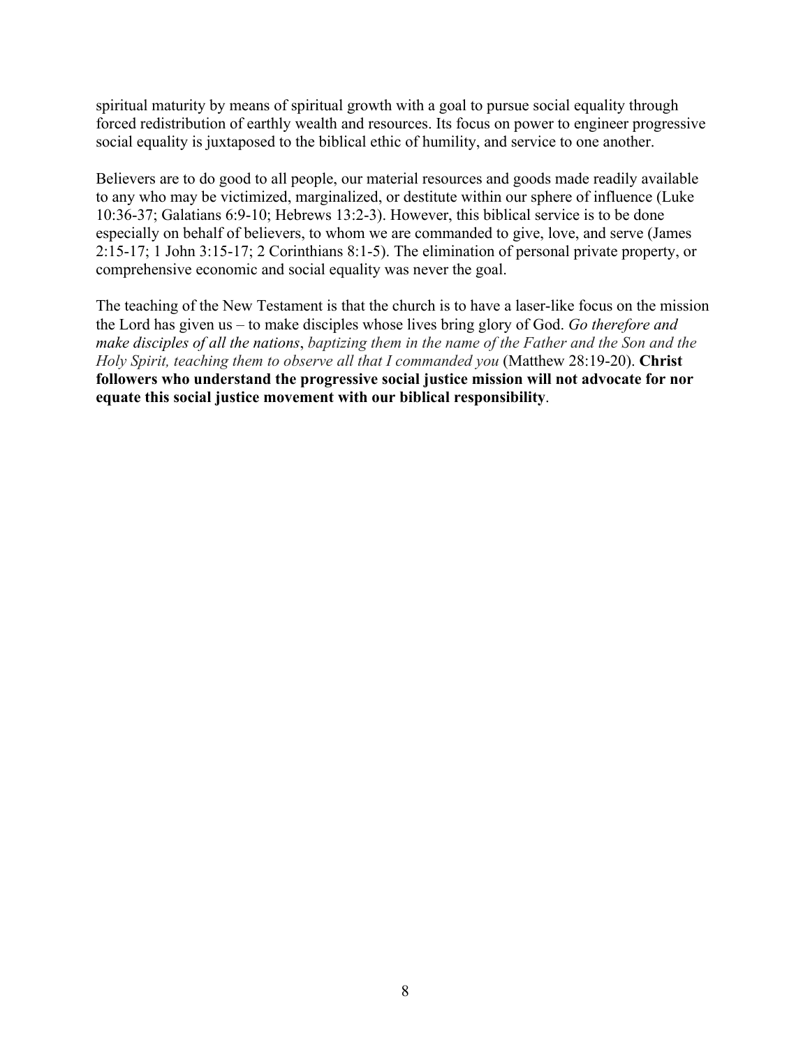spiritual maturity by means of spiritual growth with a goal to pursue social equality through forced redistribution of earthly wealth and resources. Its focus on power to engineer progressive social equality is juxtaposed to the biblical ethic of humility, and service to one another.

Believers are to do good to all people, our material resources and goods made readily available to any who may be victimized, marginalized, or destitute within our sphere of influence (Luke 10:36-37; Galatians 6:9-10; Hebrews 13:2-3). However, this biblical service is to be done especially on behalf of believers, to whom we are commanded to give, love, and serve (James 2:15-17; 1 John 3:15-17; 2 Corinthians 8:1-5). The elimination of personal private property, or comprehensive economic and social equality was never the goal.

The teaching of the New Testament is that the church is to have a laser-like focus on the mission the Lord has given us – to make disciples whose lives bring glory of God. *Go therefore and make disciples of all the nations*, *baptizing them in the name of the Father and the Son and the Holy Spirit, teaching them to observe all that I commanded you* (Matthew 28:19-20). **Christ followers who understand the progressive social justice mission will not advocate for nor equate this social justice movement with our biblical responsibility**.